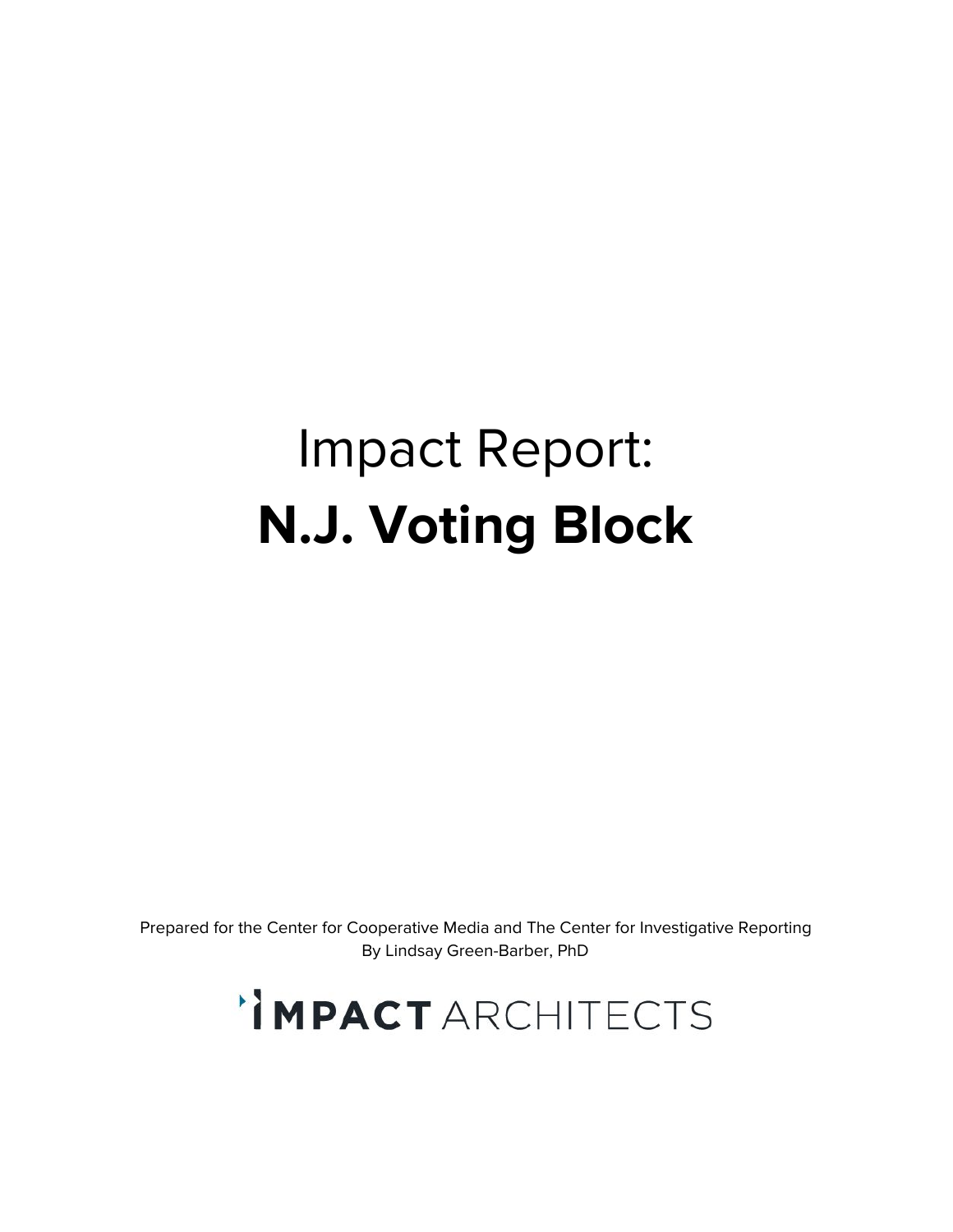# Impact Report:
# **N.J. Voting Block**

Prepared for the Center for Cooperative Media and The Center for Investigative Reporting
By Lindsay Green-Barber, PhD

IMPACT ARCHITECTS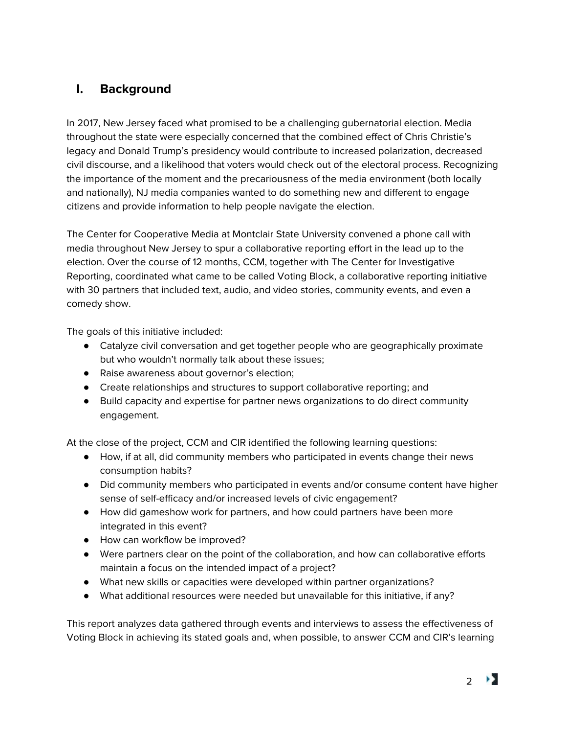## I. Background

In 2017, New Jersey faced what promised to be a challenging gubernatorial election. Media throughout the state were especially concerned that the combined effect of Chris Christie's legacy and Donald Trump's presidency would contribute to increased polarization, decreased civil discourse, and a likelihood that voters would check out of the electoral process. Recognizing the importance of the moment and the precariousness of the media environment (both locally and nationally), NJ media companies wanted to do something new and different to engage citizens and provide information to help people navigate the election.

The Center for Cooperative Media at Montclair State University convened a phone call with media throughout New Jersey to spur a collaborative reporting effort in the lead up to the election. Over the course of 12 months, CCM, together with The Center for Investigative Reporting, coordinated what came to be called Voting Block, a collaborative reporting initiative with 30 partners that included text, audio, and video stories, community events, and even a comedy show.

The goals of this initiative included:

- Catalyze civil conversation and get together people who are geographically proximate but who wouldn't normally talk about these issues;
- Raise awareness about governor's election;
- Create relationships and structures to support collaborative reporting; and
- Build capacity and expertise for partner news organizations to do direct community engagement.

At the close of the project, CCM and CIR identified the following learning questions:

- How, if at all, did community members who participated in events change their news consumption habits?
- Did community members who participated in events and/or consume content have higher sense of self-efficacy and/or increased levels of civic engagement?
- How did gameshow work for partners, and how could partners have been more integrated in this event?
- How can workflow be improved?
- Were partners clear on the point of the collaboration, and how can collaborative efforts maintain a focus on the intended impact of a project?
- What new skills or capacities were developed within partner organizations?
- What additional resources were needed but unavailable for this initiative, if any?

This report analyzes data gathered through events and interviews to assess the effectiveness of Voting Block in achieving its stated goals and, when possible, to answer CCM and CIR's learning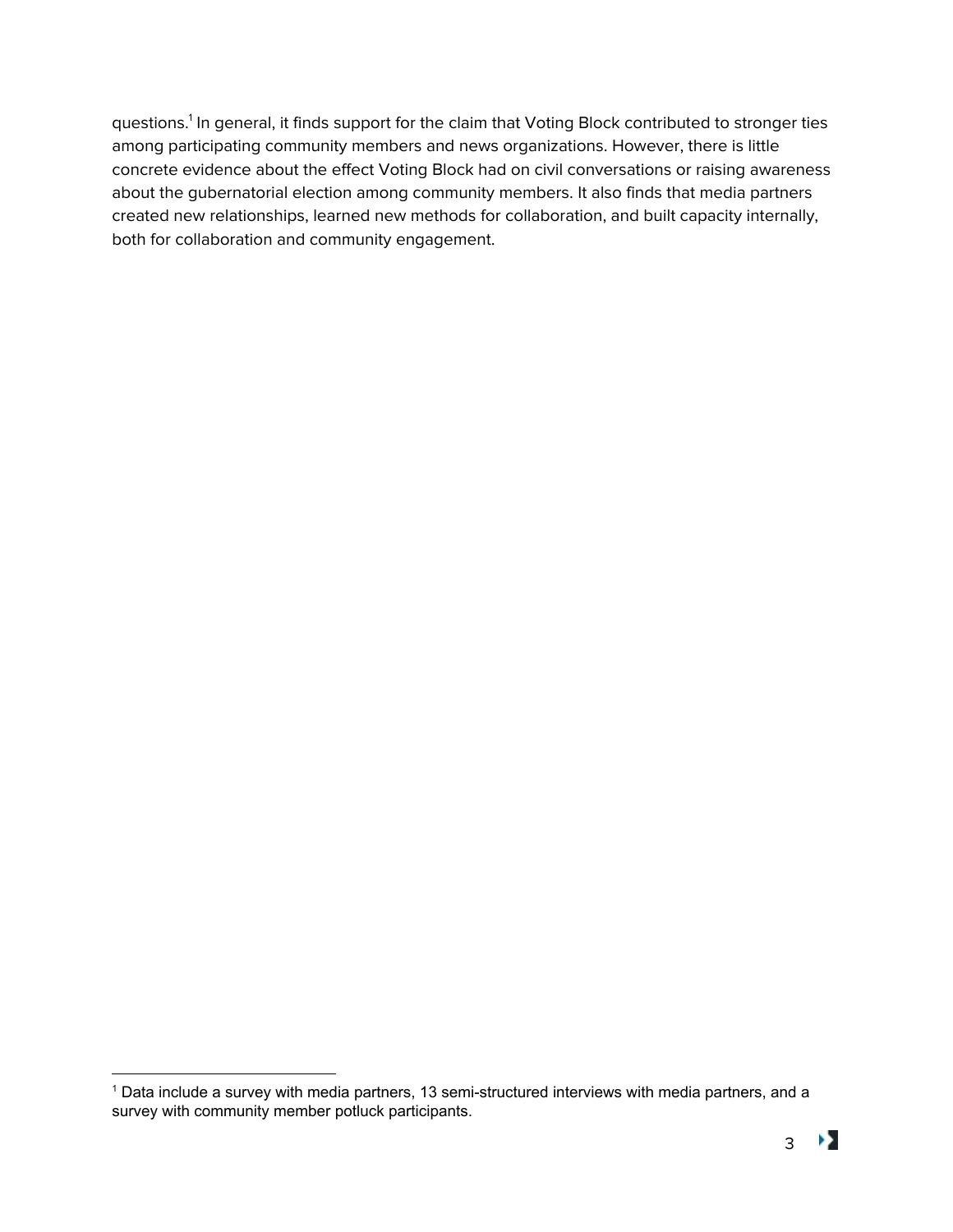questions.[1] In general, it finds support for the claim that Voting Block contributed to stronger ties among participating community members and news organizations. However, there is little concrete evidence about the effect Voting Block had on civil conversations or raising awareness about the gubernatorial election among community members. It also finds that media partners created new relationships, learned new methods for collaboration, and built capacity internally, both for collaboration and community engagement.

[1] Data include a survey with media partners, 13 semi-structured interviews with media partners, and a survey with community member potluck participants.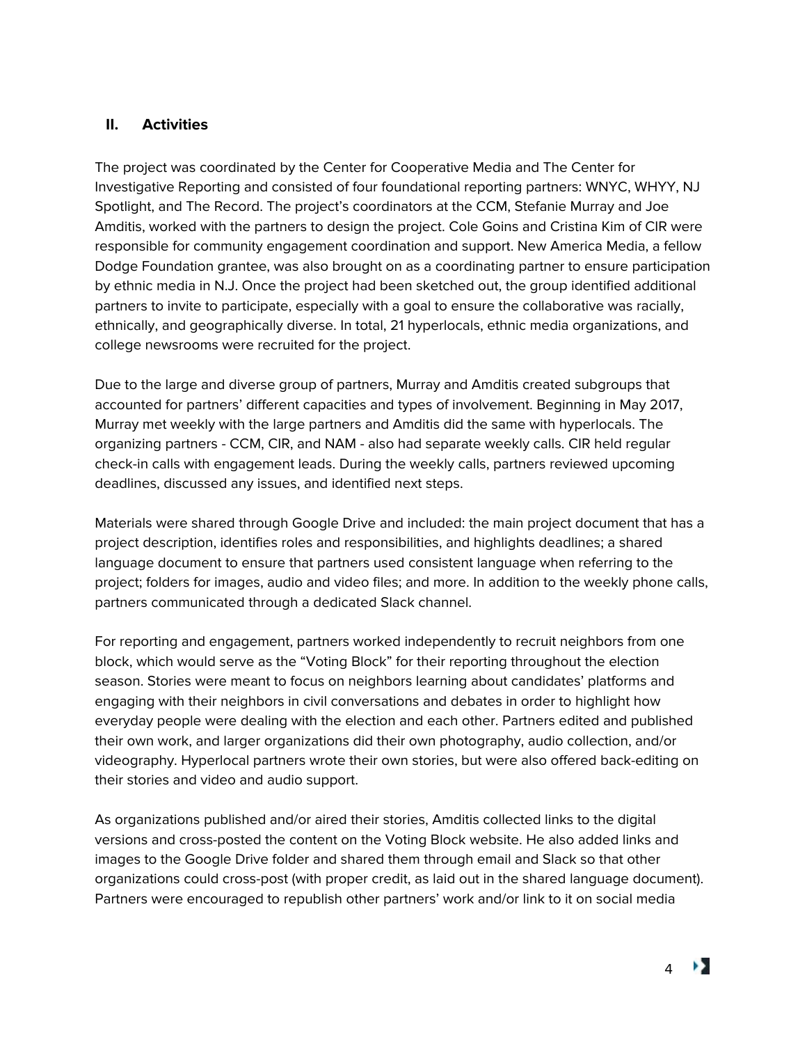## II. Activities

The project was coordinated by the Center for Cooperative Media and The Center for Investigative Reporting and consisted of four foundational reporting partners: WNYC, WHYY, NJ Spotlight, and The Record. The project's coordinators at the CCM, Stefanie Murray and Joe Amditis, worked with the partners to design the project. Cole Goins and Cristina Kim of CIR were responsible for community engagement coordination and support. New America Media, a fellow Dodge Foundation grantee, was also brought on as a coordinating partner to ensure participation by ethnic media in N.J. Once the project had been sketched out, the group identified additional partners to invite to participate, especially with a goal to ensure the collaborative was racially, ethnically, and geographically diverse. In total, 21 hyperlocals, ethnic media organizations, and college newsrooms were recruited for the project.

Due to the large and diverse group of partners, Murray and Amditis created subgroups that accounted for partners' different capacities and types of involvement. Beginning in May 2017, Murray met weekly with the large partners and Amditis did the same with hyperlocals. The organizing partners - CCM, CIR, and NAM - also had separate weekly calls. CIR held regular check-in calls with engagement leads. During the weekly calls, partners reviewed upcoming deadlines, discussed any issues, and identified next steps.

Materials were shared through Google Drive and included: the main project document that has a project description, identifies roles and responsibilities, and highlights deadlines; a shared language document to ensure that partners used consistent language when referring to the project; folders for images, audio and video files; and more. In addition to the weekly phone calls, partners communicated through a dedicated Slack channel.

For reporting and engagement, partners worked independently to recruit neighbors from one block, which would serve as the "Voting Block" for their reporting throughout the election season. Stories were meant to focus on neighbors learning about candidates' platforms and engaging with their neighbors in civil conversations and debates in order to highlight how everyday people were dealing with the election and each other. Partners edited and published their own work, and larger organizations did their own photography, audio collection, and/or videography. Hyperlocal partners wrote their own stories, but were also offered back-editing on their stories and video and audio support.

As organizations published and/or aired their stories, Amditis collected links to the digital versions and cross-posted the content on the Voting Block website. He also added links and images to the Google Drive folder and shared them through email and Slack so that other organizations could cross-post (with proper credit, as laid out in the shared language document). Partners were encouraged to republish other partners' work and/or link to it on social media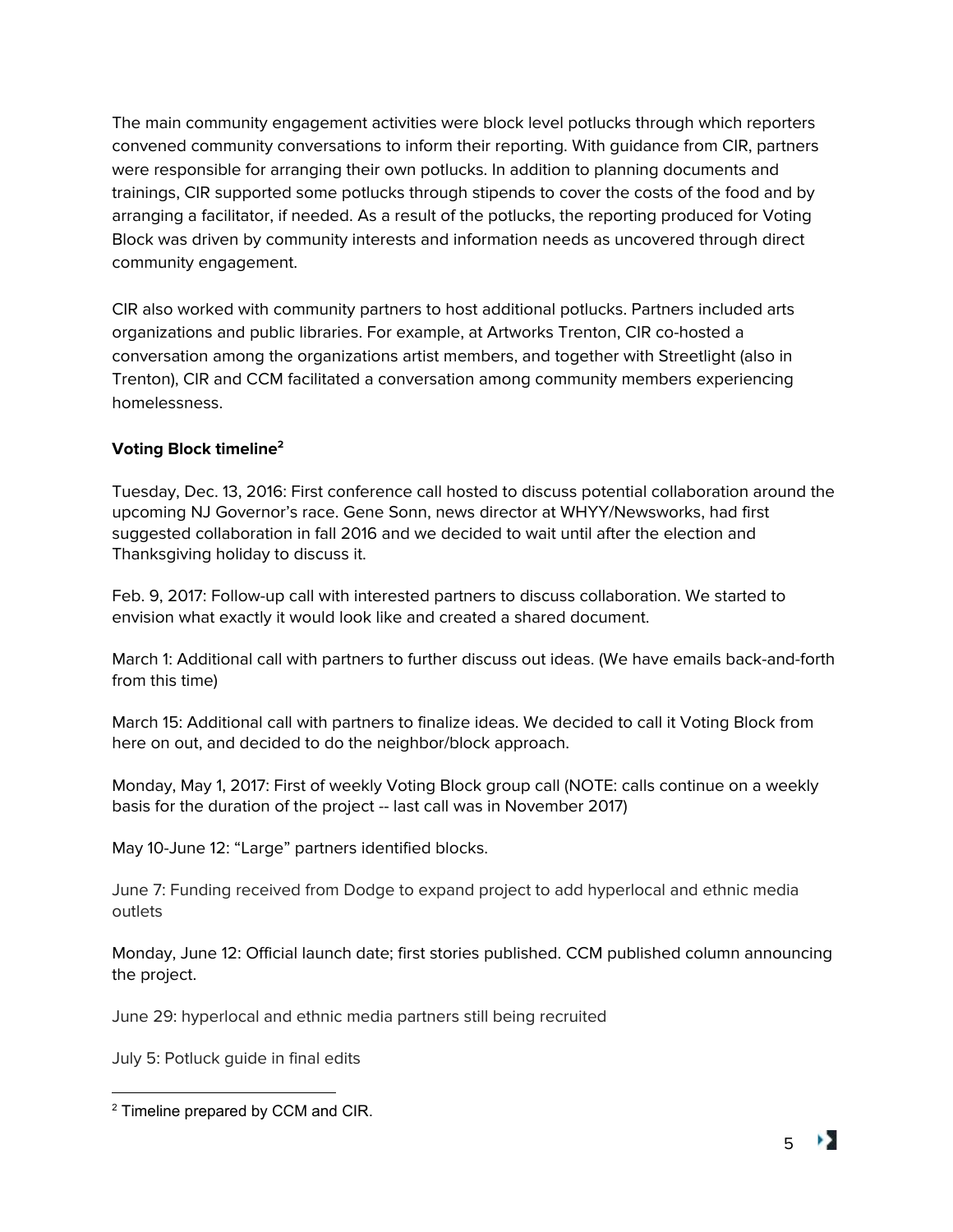The main community engagement activities were block level potlucks through which reporters convened community conversations to inform their reporting. With guidance from CIR, partners were responsible for arranging their own potlucks. In addition to planning documents and trainings, CIR supported some potlucks through stipends to cover the costs of the food and by arranging a facilitator, if needed. As a result of the potlucks, the reporting produced for Voting Block was driven by community interests and information needs as uncovered through direct community engagement.

CIR also worked with community partners to host additional potlucks. Partners included arts organizations and public libraries. For example, at Artworks Trenton, CIR co-hosted a conversation among the organizations artist members, and together with Streetlight (also in Trenton), CIR and CCM facilitated a conversation among community members experiencing homelessness.

**Voting Block timeline[2]**

Tuesday, Dec. 13, 2016: First conference call hosted to discuss potential collaboration around the upcoming NJ Governor's race. Gene Sonn, news director at WHYY/Newsworks, had first suggested collaboration in fall 2016 and we decided to wait until after the election and Thanksgiving holiday to discuss it.

Feb. 9, 2017: Follow-up call with interested partners to discuss collaboration. We started to envision what exactly it would look like and created a shared document.

March 1: Additional call with partners to further discuss out ideas. (We have emails back-and-forth from this time)

March 15: Additional call with partners to finalize ideas. We decided to call it Voting Block from here on out, and decided to do the neighbor/block approach.

Monday, May 1, 2017: First of weekly Voting Block group call (NOTE: calls continue on a weekly basis for the duration of the project -- last call was in November 2017)

May 10-June 12: "Large" partners identified blocks.

June 7: Funding received from Dodge to expand project to add hyperlocal and ethnic media outlets

Monday, June 12: Official launch date; first stories published. CCM published column announcing the project.

June 29: hyperlocal and ethnic media partners still being recruited

July 5: Potluck guide in final edits

---

[2] Timeline prepared by CCM and CIR.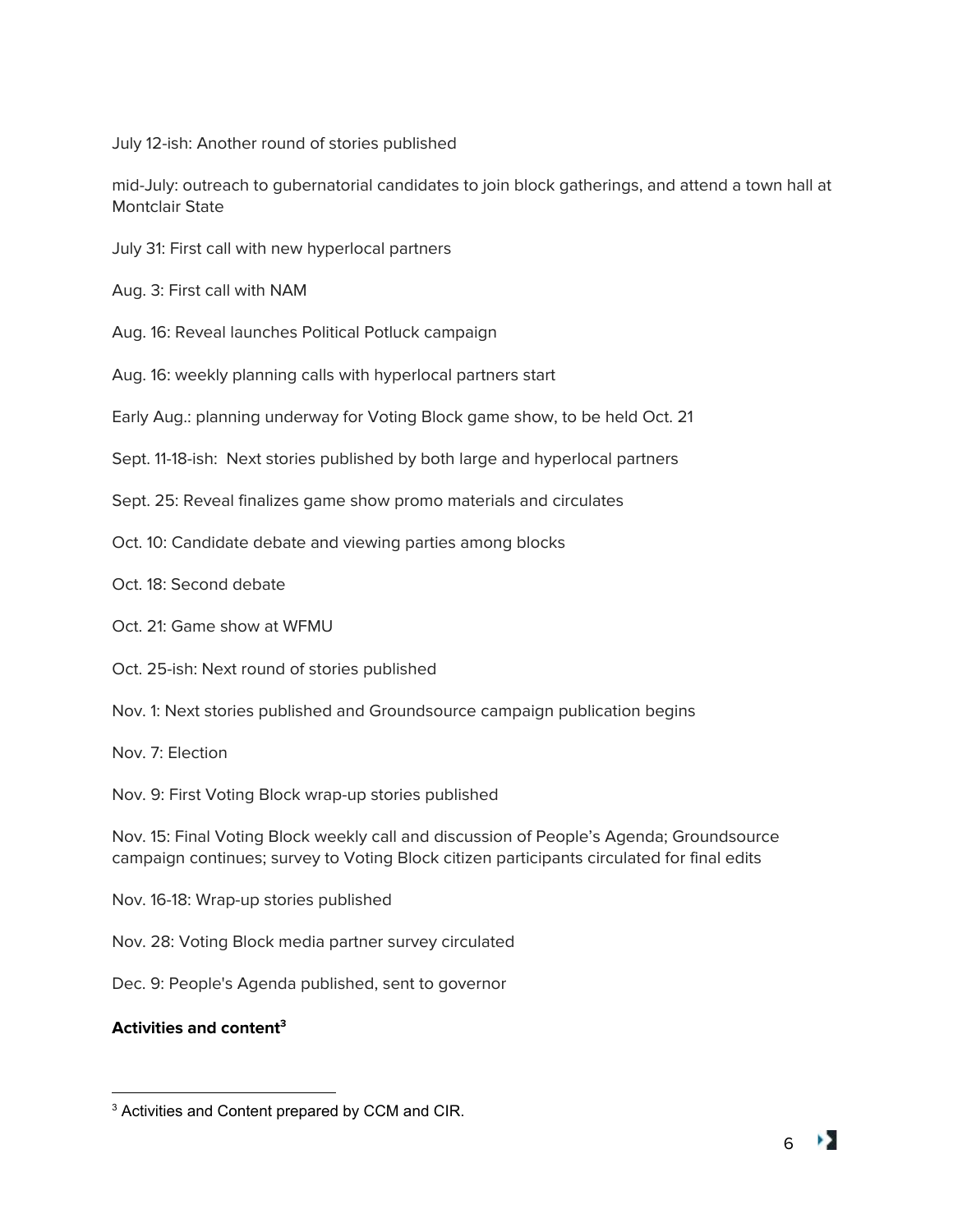July 12-ish: Another round of stories published

mid-July: outreach to gubernatorial candidates to join block gatherings, and attend a town hall at Montclair State

July 31: First call with new hyperlocal partners

Aug. 3: First call with NAM

Aug. 16: Reveal launches Political Potluck campaign

Aug. 16: weekly planning calls with hyperlocal partners start

Early Aug.: planning underway for Voting Block game show, to be held Oct. 21

Sept. 11-18-ish: Next stories published by both large and hyperlocal partners

Sept. 25: Reveal finalizes game show promo materials and circulates

Oct. 10: Candidate debate and viewing parties among blocks

Oct. 18: Second debate

Oct. 21: Game show at WFMU

Oct. 25-ish: Next round of stories published

Nov. 1: Next stories published and Groundsource campaign publication begins

Nov. 7: Election

Nov. 9: First Voting Block wrap-up stories published

Nov. 15: Final Voting Block weekly call and discussion of People's Agenda; Groundsource campaign continues; survey to Voting Block citizen participants circulated for final edits

Nov. 16-18: Wrap-up stories published

Nov. 28: Voting Block media partner survey circulated

Dec. 9: People's Agenda published, sent to governor

**Activities and content[3]**

[3] Activities and Content prepared by CCM and CIR.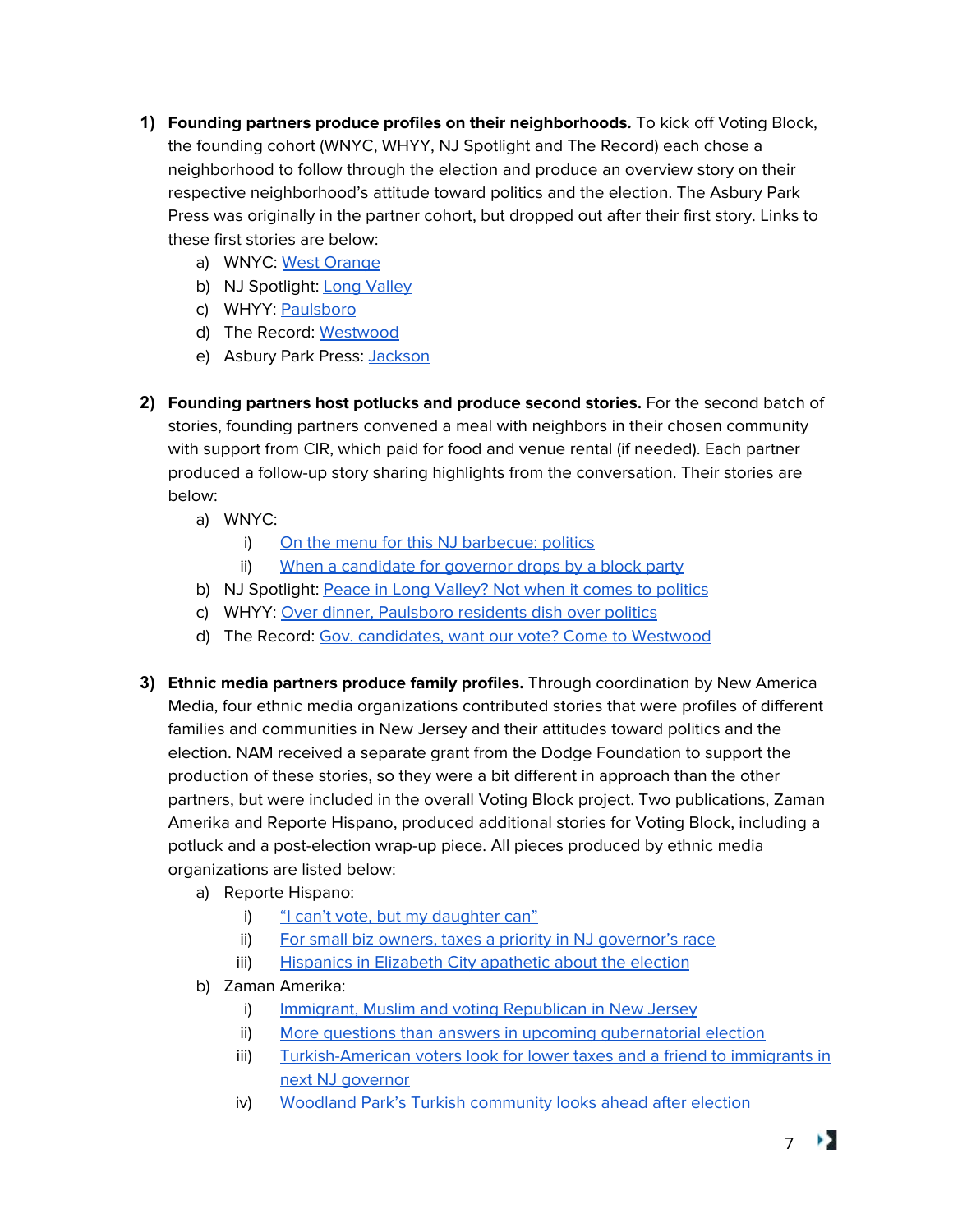1) **Founding partners produce profiles on their neighborhoods.** To kick off Voting Block, the founding cohort (WNYC, WHYY, NJ Spotlight and The Record) each chose a neighborhood to follow through the election and produce an overview story on their respective neighborhood's attitude toward politics and the election. The Asbury Park Press was originally in the partner cohort, but dropped out after their first story. Links to these first stories are below:
   a) WNYC: West Orange
   b) NJ Spotlight: Long Valley
   c) WHYY: Paulsboro
   d) The Record: Westwood
   e) Asbury Park Press: Jackson

2) **Founding partners host potlucks and produce second stories.** For the second batch of stories, founding partners convened a meal with neighbors in their chosen community with support from CIR, which paid for food and venue rental (if needed). Each partner produced a follow-up story sharing highlights from the conversation. Their stories are below:
   a) WNYC:
      i) On the menu for this NJ barbecue: politics
      ii) When a candidate for governor drops by a block party
   b) NJ Spotlight: Peace in Long Valley? Not when it comes to politics
   c) WHYY: Over dinner, Paulsboro residents dish over politics
   d) The Record: Gov. candidates, want our vote? Come to Westwood

3) **Ethnic media partners produce family profiles.** Through coordination by New America Media, four ethnic media organizations contributed stories that were profiles of different families and communities in New Jersey and their attitudes toward politics and the election. NAM received a separate grant from the Dodge Foundation to support the production of these stories, so they were a bit different in approach than the other partners, but were included in the overall Voting Block project. Two publications, Zaman Amerika and Reporte Hispano, produced additional stories for Voting Block, including a potluck and a post-election wrap-up piece. All pieces produced by ethnic media organizations are listed below:
   a) Reporte Hispano:
      i) "I can't vote, but my daughter can"
      ii) For small biz owners, taxes a priority in NJ governor's race
      iii) Hispanics in Elizabeth City apathetic about the election
   b) Zaman Amerika:
      i) Immigrant, Muslim and voting Republican in New Jersey
      ii) More questions than answers in upcoming gubernatorial election
      iii) Turkish-American voters look for lower taxes and a friend to immigrants in next NJ governor
      iv) Woodland Park's Turkish community looks ahead after election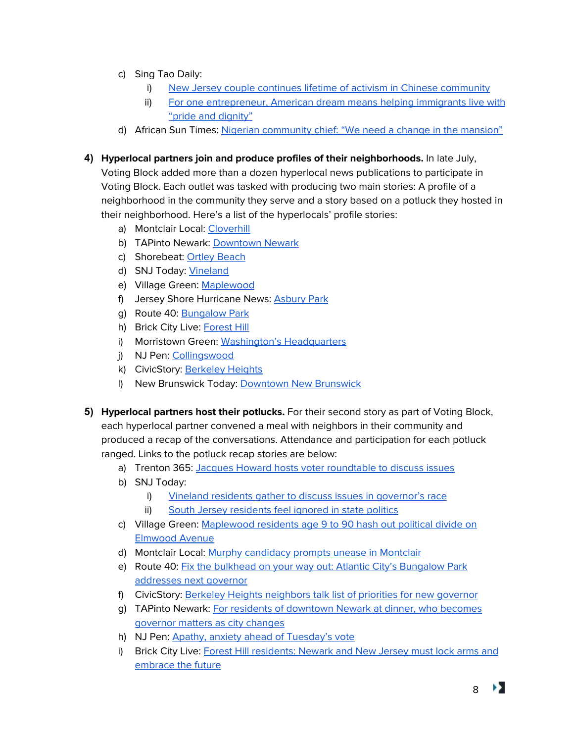c) Sing Tao Daily:
   i) New Jersey couple continues lifetime of activism in Chinese community
   ii) For one entrepreneur, American dream means helping immigrants live with "pride and dignity"

d) African Sun Times: Nigerian community chief: "We need a change in the mansion"

4) **Hyperlocal partners join and produce profiles of their neighborhoods.** In late July, Voting Block added more than a dozen hyperlocal news publications to participate in Voting Block. Each outlet was tasked with producing two main stories: A profile of a neighborhood in the community they serve and a story based on a potluck they hosted in their neighborhood. Here's a list of the hyperlocals' profile stories:
   a) Montclair Local: Cloverhill
   b) TAPinto Newark: Downtown Newark
   c) Shorebeat: Ortley Beach
   d) SNJ Today: Vineland
   e) Village Green: Maplewood
   f) Jersey Shore Hurricane News: Asbury Park
   g) Route 40: Bungalow Park
   h) Brick City Live: Forest Hill
   i) Morristown Green: Washington's Headquarters
   j) NJ Pen: Collingswood
   k) CivicStory: Berkeley Heights
   l) New Brunswick Today: Downtown New Brunswick

5) **Hyperlocal partners host their potlucks.** For their second story as part of Voting Block, each hyperlocal partner convened a meal with neighbors in their community and produced a recap of the conversations. Attendance and participation for each potluck ranged. Links to the potluck recap stories are below:
   a) Trenton 365: Jacques Howard hosts voter roundtable to discuss issues
   b) SNJ Today:
      i) Vineland residents gather to discuss issues in governor's race
      ii) South Jersey residents feel ignored in state politics
   c) Village Green: Maplewood residents age 9 to 90 hash out political divide on Elmwood Avenue
   d) Montclair Local: Murphy candidacy prompts unease in Montclair
   e) Route 40: Fix the bulkhead on your way out: Atlantic City's Bungalow Park addresses next governor
   f) CivicStory: Berkeley Heights neighbors talk list of priorities for new governor
   g) TAPinto Newark: For residents of downtown Newark at dinner, who becomes governor matters as city changes
   h) NJ Pen: Apathy, anxiety ahead of Tuesday's vote
   i) Brick City Live: Forest Hill residents: Newark and New Jersey must lock arms and embrace the future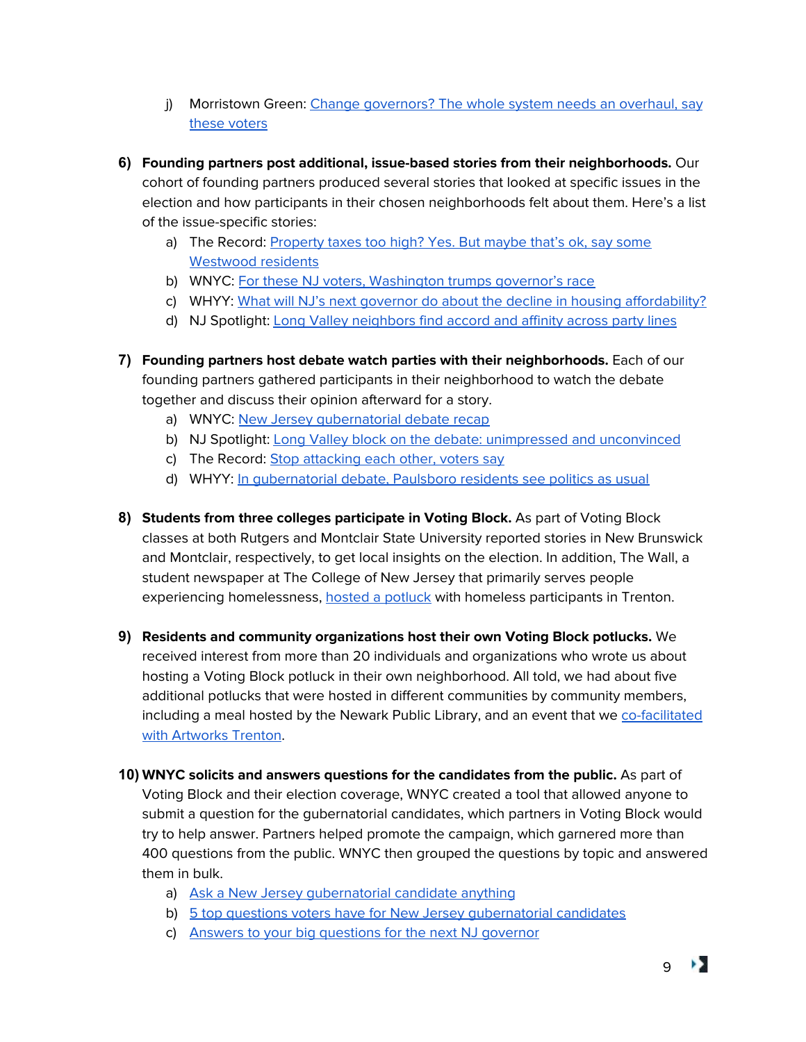j) Morristown Green: Change governors? The whole system needs an overhaul, say these voters

6) **Founding partners post additional, issue-based stories from their neighborhoods.** Our cohort of founding partners produced several stories that looked at specific issues in the election and how participants in their chosen neighborhoods felt about them. Here's a list of the issue-specific stories:
   a) The Record: Property taxes too high? Yes. But maybe that's ok, say some Westwood residents
   b) WNYC: For these NJ voters, Washington trumps governor's race
   c) WHYY: What will NJ's next governor do about the decline in housing affordability?
   d) NJ Spotlight: Long Valley neighbors find accord and affinity across party lines

7) **Founding partners host debate watch parties with their neighborhoods.** Each of our founding partners gathered participants in their neighborhood to watch the debate together and discuss their opinion afterward for a story.
   a) WNYC: New Jersey gubernatorial debate recap
   b) NJ Spotlight: Long Valley block on the debate: unimpressed and unconvinced
   c) The Record: Stop attacking each other, voters say
   d) WHYY: In gubernatorial debate, Paulsboro residents see politics as usual

8) **Students from three colleges participate in Voting Block.** As part of Voting Block classes at both Rutgers and Montclair State University reported stories in New Brunswick and Montclair, respectively, to get local insights on the election. In addition, The Wall, a student newspaper at The College of New Jersey that primarily serves people experiencing homelessness, hosted a potluck with homeless participants in Trenton.

9) **Residents and community organizations host their own Voting Block potlucks.** We received interest from more than 20 individuals and organizations who wrote us about hosting a Voting Block potluck in their own neighborhood. All told, we had about five additional potlucks that were hosted in different communities by community members, including a meal hosted by the Newark Public Library, and an event that we co-facilitated with Artworks Trenton.

10) **WNYC solicits and answers questions for the candidates from the public.** As part of Voting Block and their election coverage, WNYC created a tool that allowed anyone to submit a question for the gubernatorial candidates, which partners in Voting Block would try to help answer. Partners helped promote the campaign, which garnered more than 400 questions from the public. WNYC then grouped the questions by topic and answered them in bulk.
   a) Ask a New Jersey gubernatorial candidate anything
   b) 5 top questions voters have for New Jersey gubernatorial candidates
   c) Answers to your big questions for the next NJ governor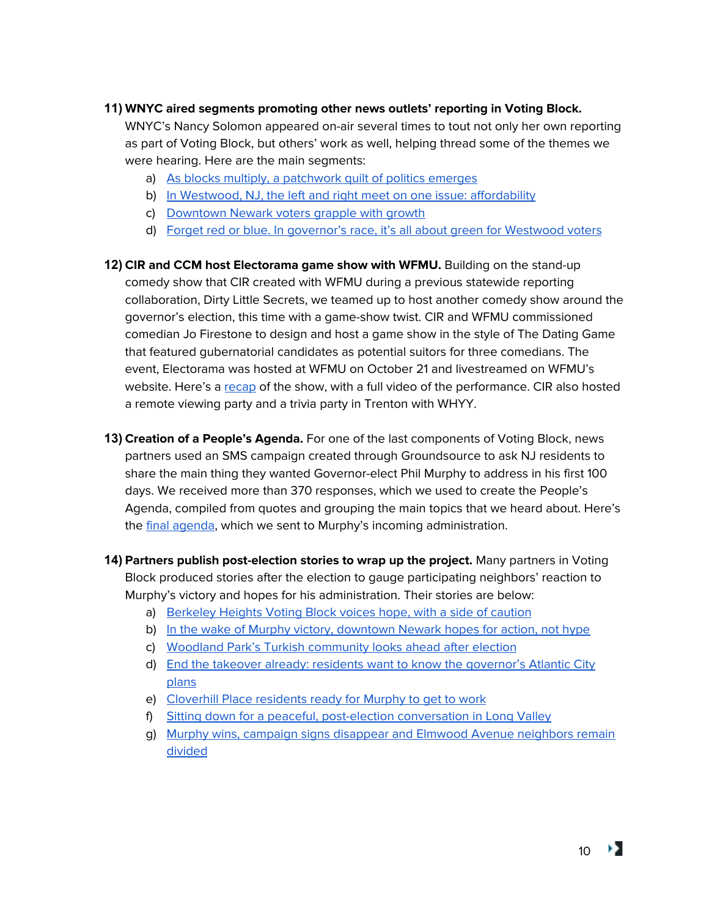11) **WNYC aired segments promoting other news outlets' reporting in Voting Block.** WNYC's Nancy Solomon appeared on-air several times to tout not only her own reporting as part of Voting Block, but others' work as well, helping thread some of the themes we were hearing. Here are the main segments:

   a) As blocks multiply, a patchwork quilt of politics emerges
   b) In Westwood, NJ, the left and right meet on one issue: affordability
   c) Downtown Newark voters grapple with growth
   d) Forget red or blue. In governor's race, it's all about green for Westwood voters

12) **CIR and CCM host Electorama game show with WFMU.** Building on the stand-up comedy show that CIR created with WFMU during a previous statewide reporting collaboration, Dirty Little Secrets, we teamed up to host another comedy show around the governor's election, this time with a game-show twist. CIR and WFMU commissioned comedian Jo Firestone to design and host a game show in the style of The Dating Game that featured gubernatorial candidates as potential suitors for three comedians. The event, Electorama was hosted at WFMU on October 21 and livestreamed on WFMU's website. Here's a recap of the show, with a full video of the performance. CIR also hosted a remote viewing party and a trivia party in Trenton with WHYY.

13) **Creation of a People's Agenda.** For one of the last components of Voting Block, news partners used an SMS campaign created through Groundsource to ask NJ residents to share the main thing they wanted Governor-elect Phil Murphy to address in his first 100 days. We received more than 370 responses, which we used to create the People's Agenda, compiled from quotes and grouping the main topics that we heard about. Here's the final agenda, which we sent to Murphy's incoming administration.

14) **Partners publish post-election stories to wrap up the project.** Many partners in Voting Block produced stories after the election to gauge participating neighbors' reaction to Murphy's victory and hopes for his administration. Their stories are below:

   a) Berkeley Heights Voting Block voices hope, with a side of caution
   b) In the wake of Murphy victory, downtown Newark hopes for action, not hype
   c) Woodland Park's Turkish community looks ahead after election
   d) End the takeover already: residents want to know the governor's Atlantic City plans
   e) Cloverhill Place residents ready for Murphy to get to work
   f) Sitting down for a peaceful, post-election conversation in Long Valley
   g) Murphy wins, campaign signs disappear and Elmwood Avenue neighbors remain divided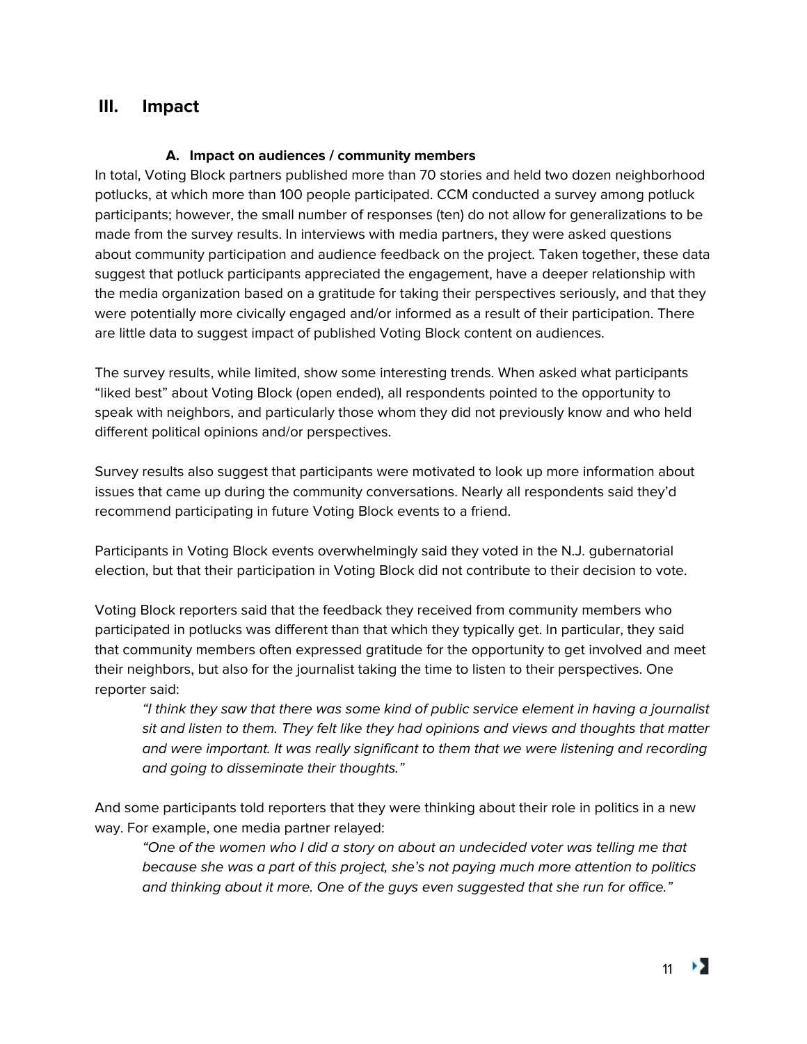## III. Impact

### A. Impact on audiences / community members

In total, Voting Block partners published more than 70 stories and held two dozen neighborhood potlucks, at which more than 100 people participated. CCM conducted a survey among potluck participants; however, the small number of responses (ten) do not allow for generalizations to be made from the survey results. In interviews with media partners, they were asked questions about community participation and audience feedback on the project. Taken together, these data suggest that potluck participants appreciated the engagement, have a deeper relationship with the media organization based on a gratitude for taking their perspectives seriously, and that they were potentially more civically engaged and/or informed as a result of their participation. There are little data to suggest impact of published Voting Block content on audiences.

The survey results, while limited, show some interesting trends. When asked what participants "liked best" about Voting Block (open ended), all respondents pointed to the opportunity to speak with neighbors, and particularly those whom they did not previously know and who held different political opinions and/or perspectives.

Survey results also suggest that participants were motivated to look up more information about issues that came up during the community conversations. Nearly all respondents said they'd recommend participating in future Voting Block events to a friend.

Participants in Voting Block events overwhelmingly said they voted in the N.J. gubernatorial election, but that their participation in Voting Block did not contribute to their decision to vote.

Voting Block reporters said that the feedback they received from community members who participated in potlucks was different than that which they typically get. In particular, they said that community members often expressed gratitude for the opportunity to get involved and meet their neighbors, but also for the journalist taking the time to listen to their perspectives. One reporter said:

> *"I think they saw that there was some kind of public service element in having a journalist sit and listen to them. They felt like they had opinions and views and thoughts that matter and were important. It was really significant to them that we were listening and recording and going to disseminate their thoughts."*

And some participants told reporters that they were thinking about their role in politics in a new way. For example, one media partner relayed:

> *"One of the women who I did a story on about an undecided voter was telling me that because she was a part of this project, she's not paying much more attention to politics and thinking about it more. One of the guys even suggested that she run for office."*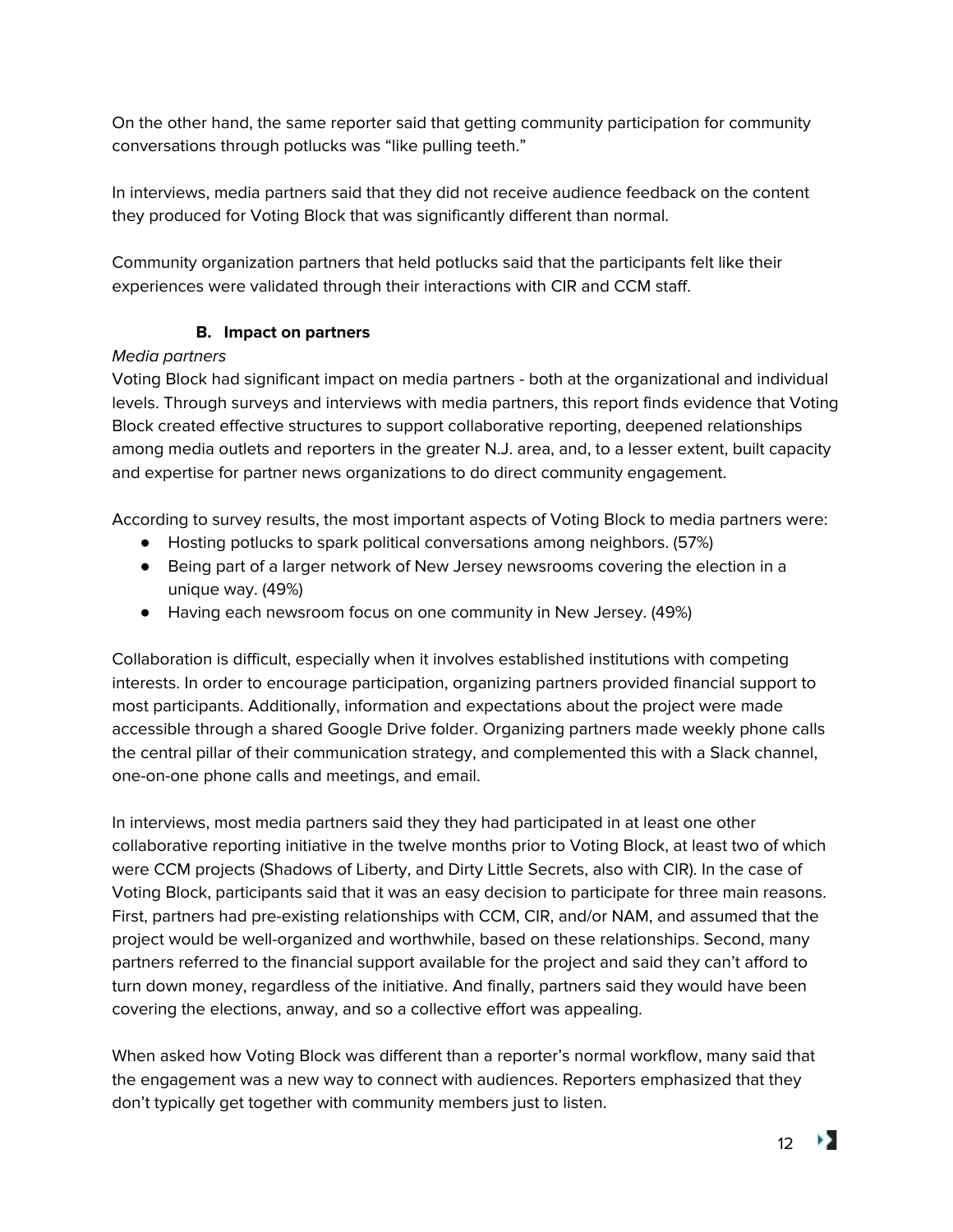On the other hand, the same reporter said that getting community participation for community conversations through potlucks was “like pulling teeth.”

In interviews, media partners said that they did not receive audience feedback on the content they produced for Voting Block that was significantly different than normal.

Community organization partners that held potlucks said that the participants felt like their experiences were validated through their interactions with CIR and CCM staff.

### B. Impact on partners

*Media partners*

Voting Block had significant impact on media partners - both at the organizational and individual levels. Through surveys and interviews with media partners, this report finds evidence that Voting Block created effective structures to support collaborative reporting, deepened relationships among media outlets and reporters in the greater N.J. area, and, to a lesser extent, built capacity and expertise for partner news organizations to do direct community engagement.

According to survey results, the most important aspects of Voting Block to media partners were:

- Hosting potlucks to spark political conversations among neighbors. (57%)
- Being part of a larger network of New Jersey newsrooms covering the election in a unique way. (49%)
- Having each newsroom focus on one community in New Jersey. (49%)

Collaboration is difficult, especially when it involves established institutions with competing interests. In order to encourage participation, organizing partners provided financial support to most participants. Additionally, information and expectations about the project were made accessible through a shared Google Drive folder. Organizing partners made weekly phone calls the central pillar of their communication strategy, and complemented this with a Slack channel, one-on-one phone calls and meetings, and email.

In interviews, most media partners said they they had participated in at least one other collaborative reporting initiative in the twelve months prior to Voting Block, at least two of which were CCM projects (Shadows of Liberty, and Dirty Little Secrets, also with CIR). In the case of Voting Block, participants said that it was an easy decision to participate for three main reasons. First, partners had pre-existing relationships with CCM, CIR, and/or NAM, and assumed that the project would be well-organized and worthwhile, based on these relationships. Second, many partners referred to the financial support available for the project and said they can’t afford to turn down money, regardless of the initiative. And finally, partners said they would have been covering the elections, anway, and so a collective effort was appealing.

When asked how Voting Block was different than a reporter’s normal workflow, many said that the engagement was a new way to connect with audiences. Reporters emphasized that they don’t typically get together with community members just to listen.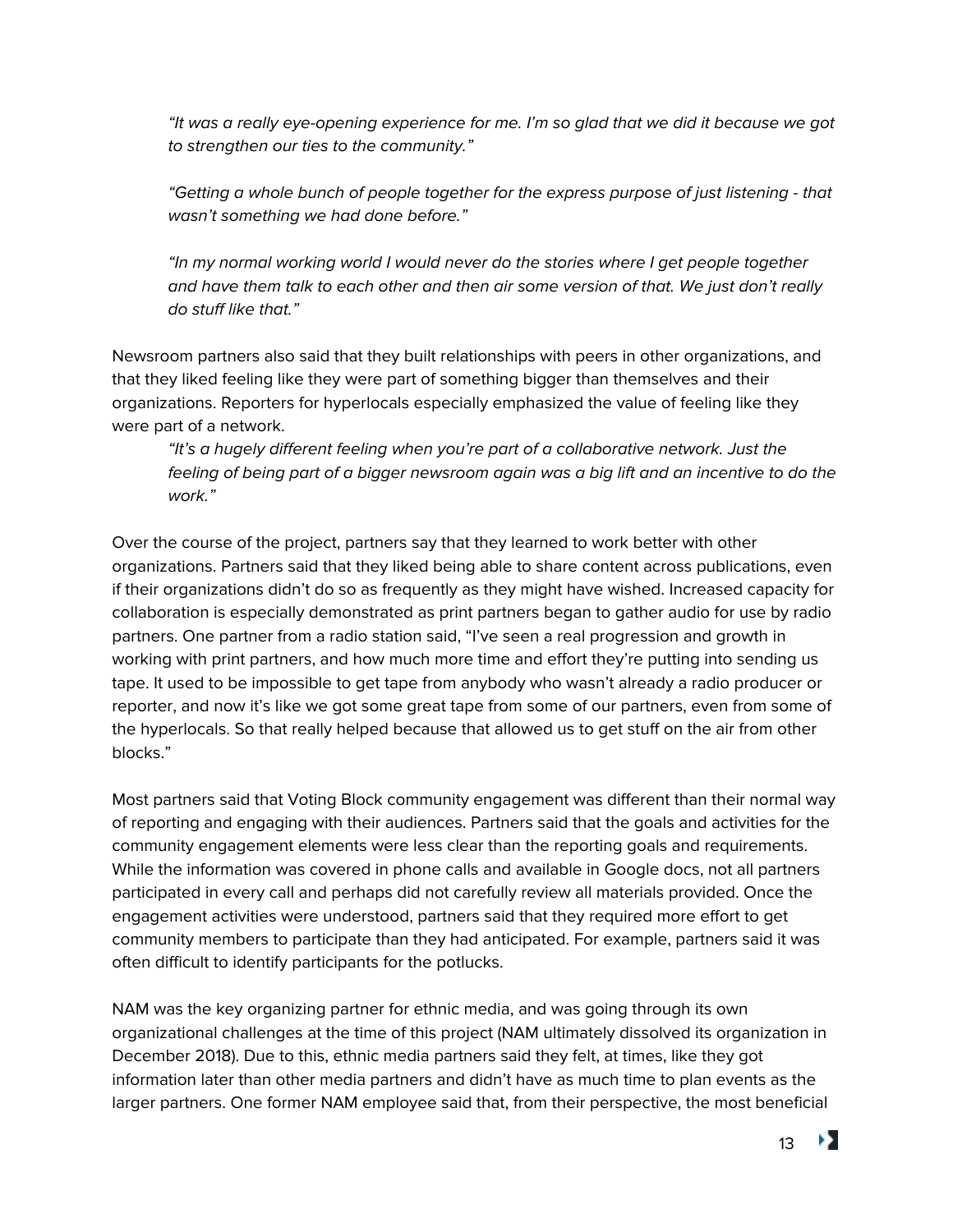> *"It was a really eye-opening experience for me. I'm so glad that we did it because we got to strengthen our ties to the community."*
>
> *"Getting a whole bunch of people together for the express purpose of just listening - that wasn't something we had done before."*
>
> *"In my normal working world I would never do the stories where I get people together and have them talk to each other and then air some version of that. We just don't really do stuff like that."*

Newsroom partners also said that they built relationships with peers in other organizations, and that they liked feeling like they were part of something bigger than themselves and their organizations. Reporters for hyperlocals especially emphasized the value of feeling like they were part of a network.

> *"It's a hugely different feeling when you're part of a collaborative network. Just the feeling of being part of a bigger newsroom again was a big lift and an incentive to do the work."*

Over the course of the project, partners say that they learned to work better with other organizations. Partners said that they liked being able to share content across publications, even if their organizations didn't do so as frequently as they might have wished. Increased capacity for collaboration is especially demonstrated as print partners began to gather audio for use by radio partners. One partner from a radio station said, "I've seen a real progression and growth in working with print partners, and how much more time and effort they're putting into sending us tape. It used to be impossible to get tape from anybody who wasn't already a radio producer or reporter, and now it's like we got some great tape from some of our partners, even from some of the hyperlocals. So that really helped because that allowed us to get stuff on the air from other blocks."

Most partners said that Voting Block community engagement was different than their normal way of reporting and engaging with their audiences. Partners said that the goals and activities for the community engagement elements were less clear than the reporting goals and requirements. While the information was covered in phone calls and available in Google docs, not all partners participated in every call and perhaps did not carefully review all materials provided. Once the engagement activities were understood, partners said that they required more effort to get community members to participate than they had anticipated. For example, partners said it was often difficult to identify participants for the potlucks.

NAM was the key organizing partner for ethnic media, and was going through its own organizational challenges at the time of this project (NAM ultimately dissolved its organization in December 2018). Due to this, ethnic media partners said they felt, at times, like they got information later than other media partners and didn't have as much time to plan events as the larger partners. One former NAM employee said that, from their perspective, the most beneficial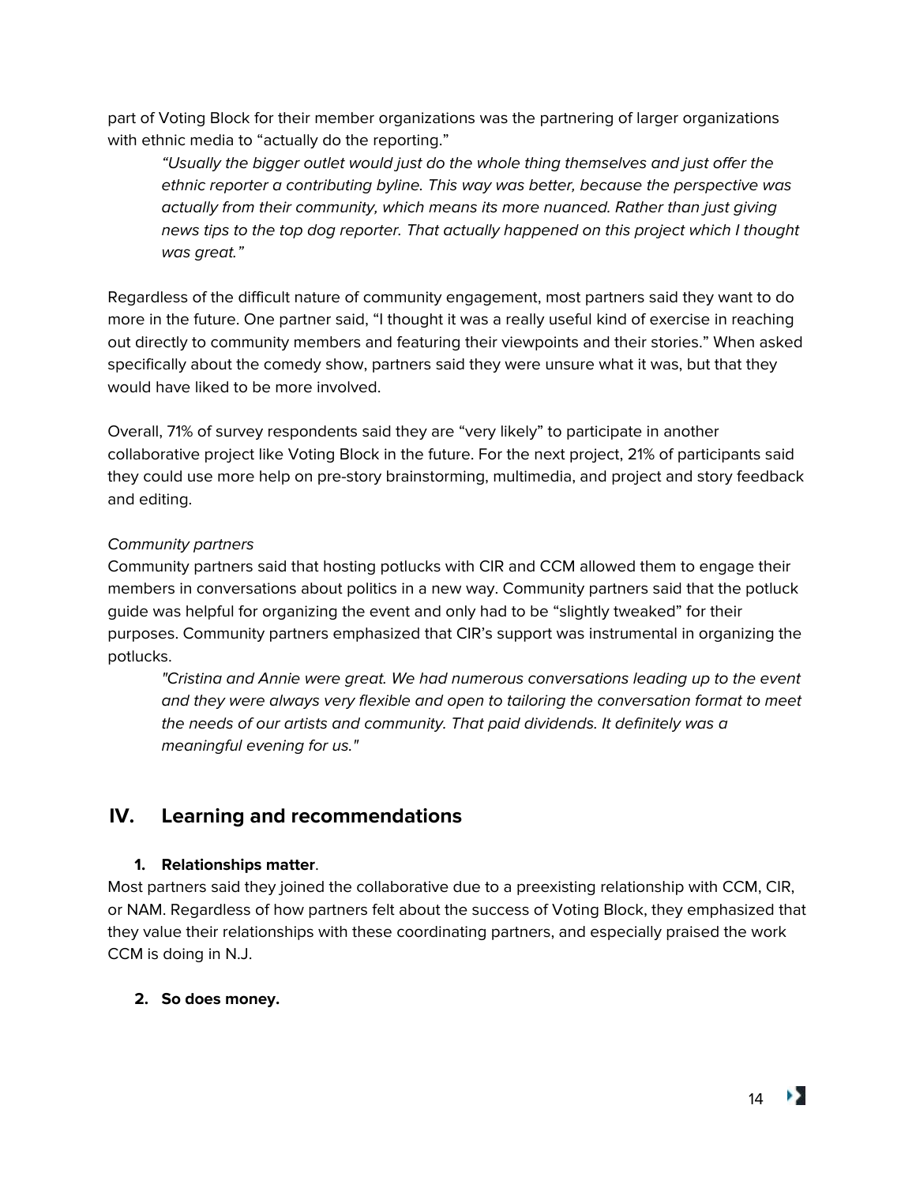part of Voting Block for their member organizations was the partnering of larger organizations with ethnic media to "actually do the reporting."

> *"Usually the bigger outlet would just do the whole thing themselves and just offer the ethnic reporter a contributing byline. This way was better, because the perspective was actually from their community, which means its more nuanced. Rather than just giving news tips to the top dog reporter. That actually happened on this project which I thought was great."*

Regardless of the difficult nature of community engagement, most partners said they want to do more in the future. One partner said, "I thought it was a really useful kind of exercise in reaching out directly to community members and featuring their viewpoints and their stories." When asked specifically about the comedy show, partners said they were unsure what it was, but that they would have liked to be more involved.

Overall, 71% of survey respondents said they are "very likely" to participate in another collaborative project like Voting Block in the future. For the next project, 21% of participants said they could use more help on pre-story brainstorming, multimedia, and project and story feedback and editing.

*Community partners*

Community partners said that hosting potlucks with CIR and CCM allowed them to engage their members in conversations about politics in a new way. Community partners said that the potluck guide was helpful for organizing the event and only had to be "slightly tweaked" for their purposes. Community partners emphasized that CIR's support was instrumental in organizing the potlucks.

> *"Cristina and Annie were great. We had numerous conversations leading up to the event and they were always very flexible and open to tailoring the conversation format to meet the needs of our artists and community. That paid dividends. It definitely was a meaningful evening for us."*

## IV. Learning and recommendations

1. **Relationships matter**.

Most partners said they joined the collaborative due to a preexisting relationship with CCM, CIR, or NAM. Regardless of how partners felt about the success of Voting Block, they emphasized that they value their relationships with these coordinating partners, and especially praised the work CCM is doing in N.J.

2. **So does money.**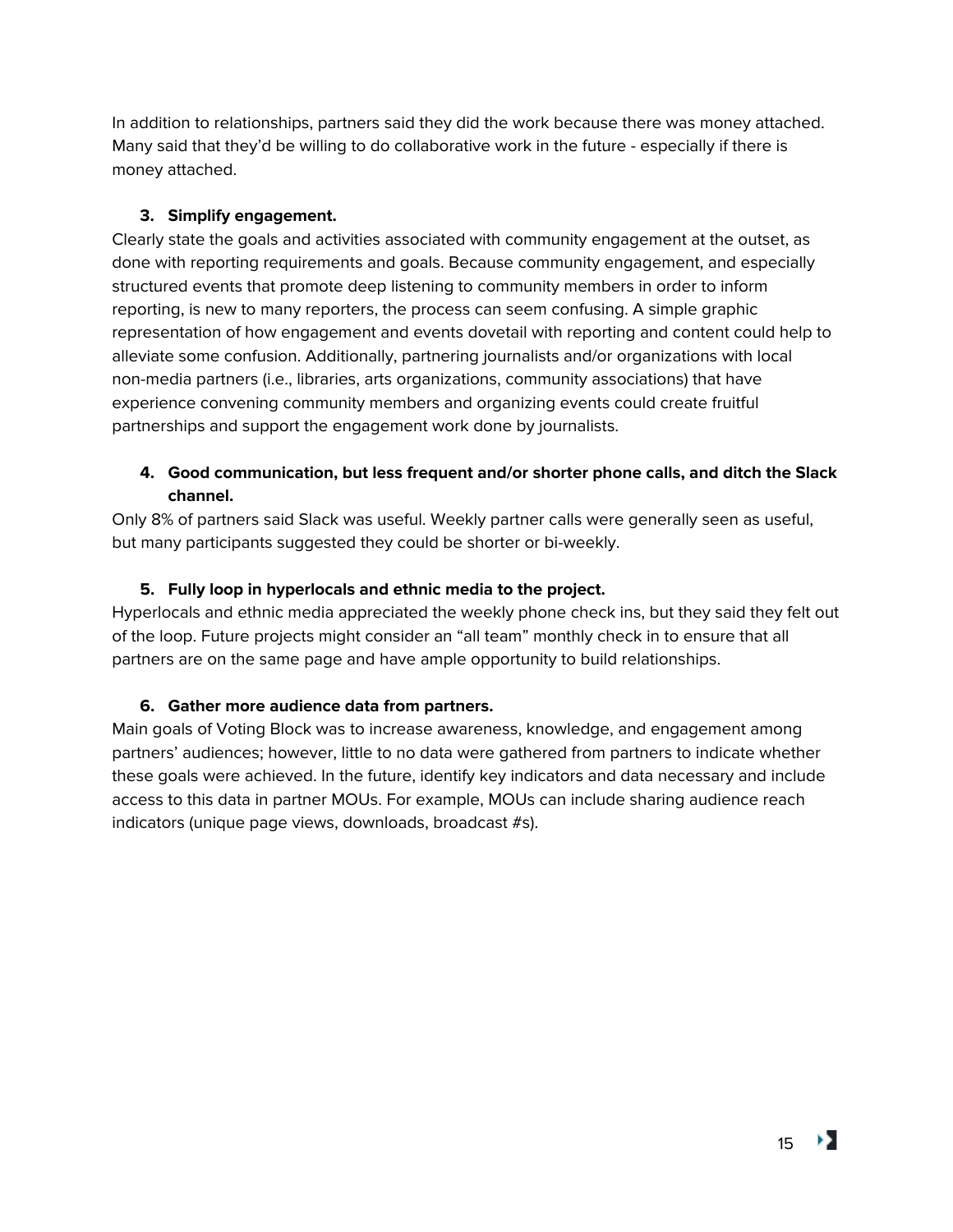In addition to relationships, partners said they did the work because there was money attached. Many said that they'd be willing to do collaborative work in the future - especially if there is money attached.

3. **Simplify engagement.**

Clearly state the goals and activities associated with community engagement at the outset, as done with reporting requirements and goals. Because community engagement, and especially structured events that promote deep listening to community members in order to inform reporting, is new to many reporters, the process can seem confusing. A simple graphic representation of how engagement and events dovetail with reporting and content could help to alleviate some confusion. Additionally, partnering journalists and/or organizations with local non-media partners (i.e., libraries, arts organizations, community associations) that have experience convening community members and organizing events could create fruitful partnerships and support the engagement work done by journalists.

4. **Good communication, but less frequent and/or shorter phone calls, and ditch the Slack channel.**

Only 8% of partners said Slack was useful. Weekly partner calls were generally seen as useful, but many participants suggested they could be shorter or bi-weekly.

5. **Fully loop in hyperlocals and ethnic media to the project.**

Hyperlocals and ethnic media appreciated the weekly phone check ins, but they said they felt out of the loop. Future projects might consider an "all team" monthly check in to ensure that all partners are on the same page and have ample opportunity to build relationships.

6. **Gather more audience data from partners.**

Main goals of Voting Block was to increase awareness, knowledge, and engagement among partners' audiences; however, little to no data were gathered from partners to indicate whether these goals were achieved. In the future, identify key indicators and data necessary and include access to this data in partner MOUs. For example, MOUs can include sharing audience reach indicators (unique page views, downloads, broadcast #s).